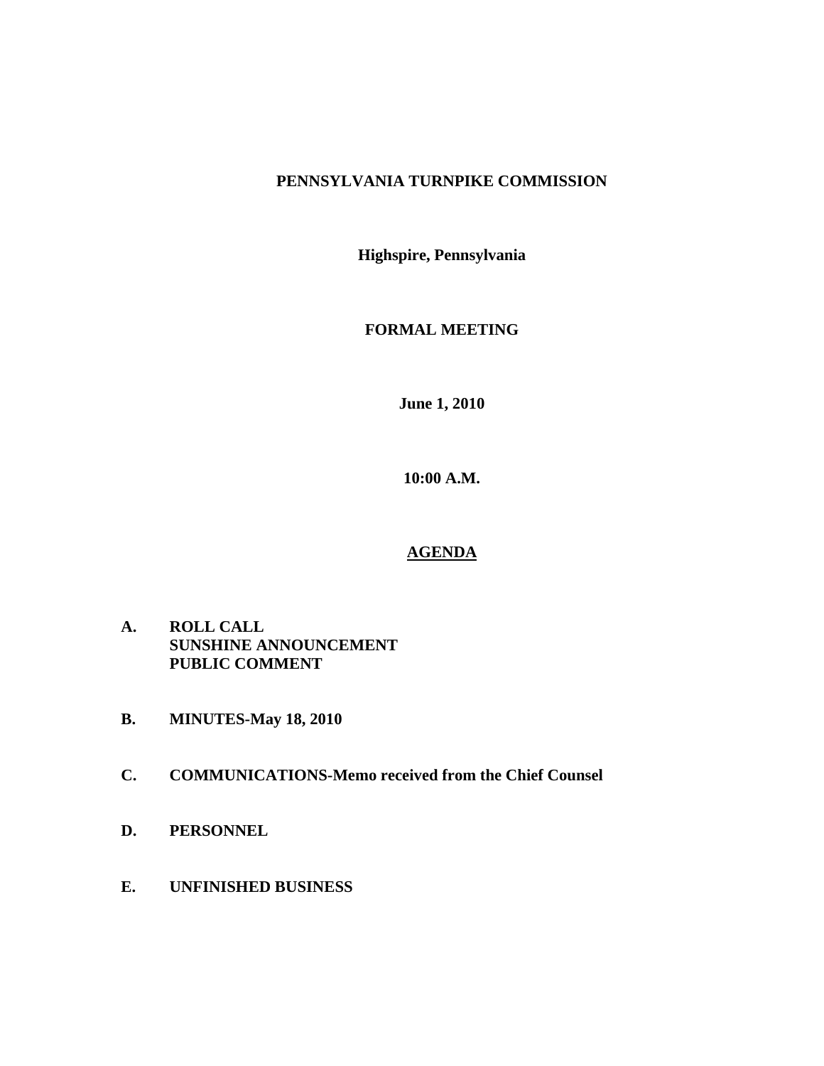**PENNSYLVANIA TURNPIKE COMMISSION**

**Highspire, Pennsylvania**

**FORMAL MEETING**

**June 1, 2010**

**10:00 A.M.**

## AGENDA

**A. ROLL CALL**
**SUNSHINE ANNOUNCEMENT**
**PUBLIC COMMENT**

**B. MINUTES-May 18, 2010**

**C. COMMUNICATIONS-Memo received from the Chief Counsel**

**D. PERSONNEL**

**E. UNFINISHED BUSINESS**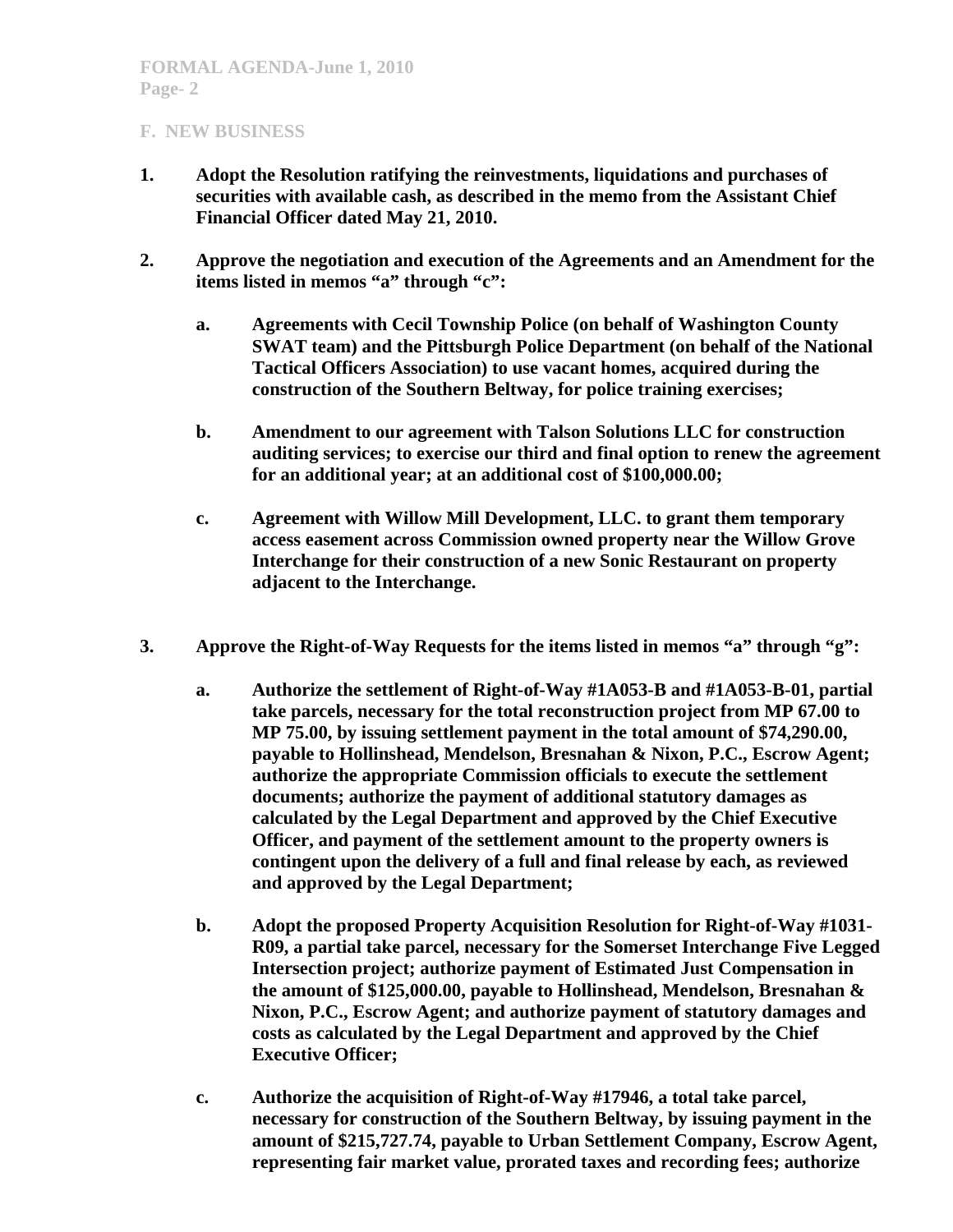## F. NEW BUSINESS

1. **Adopt the Resolution ratifying the reinvestments, liquidations and purchases of securities with available cash, as described in the memo from the Assistant Chief Financial Officer dated May 21, 2010.**

2. **Approve the negotiation and execution of the Agreements and an Amendment for the items listed in memos "a" through "c":**

   a. **Agreements with Cecil Township Police (on behalf of Washington County SWAT team) and the Pittsburgh Police Department (on behalf of the National Tactical Officers Association) to use vacant homes, acquired during the construction of the Southern Beltway, for police training exercises;**

   b. **Amendment to our agreement with Talson Solutions LLC for construction auditing services; to exercise our third and final option to renew the agreement for an additional year; at an additional cost of $100,000.00;**

   c. **Agreement with Willow Mill Development, LLC. to grant them temporary access easement across Commission owned property near the Willow Grove Interchange for their construction of a new Sonic Restaurant on property adjacent to the Interchange.**

3. **Approve the Right-of-Way Requests for the items listed in memos "a" through "g":**

   a. **Authorize the settlement of Right-of-Way #1A053-B and #1A053-B-01, partial take parcels, necessary for the total reconstruction project from MP 67.00 to MP 75.00, by issuing settlement payment in the total amount of $74,290.00, payable to Hollinshead, Mendelson, Bresnahan & Nixon, P.C., Escrow Agent; authorize the appropriate Commission officials to execute the settlement documents; authorize the payment of additional statutory damages as calculated by the Legal Department and approved by the Chief Executive Officer, and payment of the settlement amount to the property owners is contingent upon the delivery of a full and final release by each, as reviewed and approved by the Legal Department;**

   b. **Adopt the proposed Property Acquisition Resolution for Right-of-Way #1031-R09, a partial take parcel, necessary for the Somerset Interchange Five Legged Intersection project; authorize payment of Estimated Just Compensation in the amount of $125,000.00, payable to Hollinshead, Mendelson, Bresnahan & Nixon, P.C., Escrow Agent; and authorize payment of statutory damages and costs as calculated by the Legal Department and approved by the Chief Executive Officer;**

   c. **Authorize the acquisition of Right-of-Way #17946, a total take parcel, necessary for construction of the Southern Beltway, by issuing payment in the amount of $215,727.74, payable to Urban Settlement Company, Escrow Agent, representing fair market value, prorated taxes and recording fees; authorize**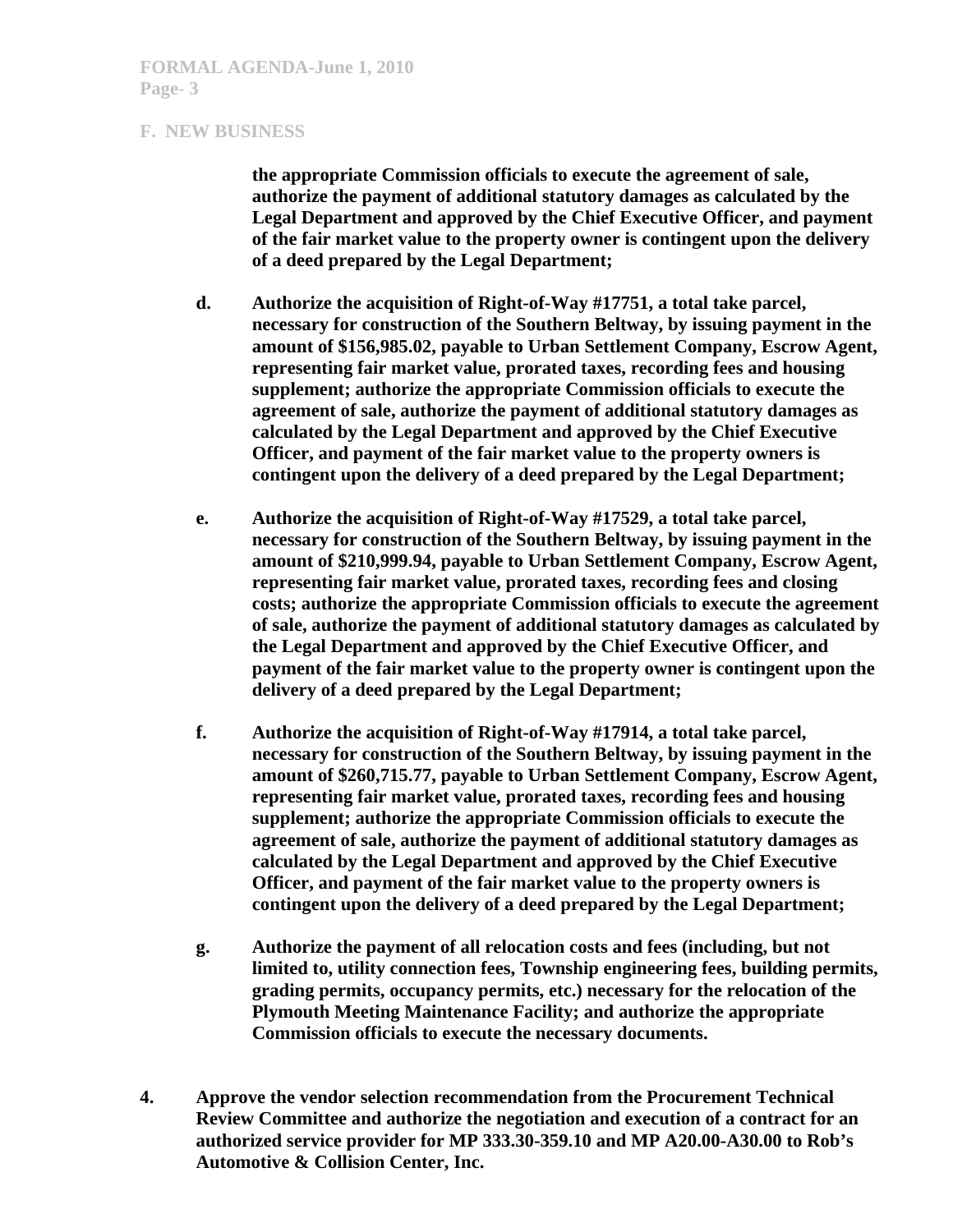**F. NEW BUSINESS**

**the appropriate Commission officials to execute the agreement of sale, authorize the payment of additional statutory damages as calculated by the Legal Department and approved by the Chief Executive Officer, and payment of the fair market value to the property owner is contingent upon the delivery of a deed prepared by the Legal Department;**

**d. Authorize the acquisition of Right-of-Way #17751, a total take parcel, necessary for construction of the Southern Beltway, by issuing payment in the amount of $156,985.02, payable to Urban Settlement Company, Escrow Agent, representing fair market value, prorated taxes, recording fees and housing supplement; authorize the appropriate Commission officials to execute the agreement of sale, authorize the payment of additional statutory damages as calculated by the Legal Department and approved by the Chief Executive Officer, and payment of the fair market value to the property owners is contingent upon the delivery of a deed prepared by the Legal Department;**

**e. Authorize the acquisition of Right-of-Way #17529, a total take parcel, necessary for construction of the Southern Beltway, by issuing payment in the amount of $210,999.94, payable to Urban Settlement Company, Escrow Agent, representing fair market value, prorated taxes, recording fees and closing costs; authorize the appropriate Commission officials to execute the agreement of sale, authorize the payment of additional statutory damages as calculated by the Legal Department and approved by the Chief Executive Officer, and payment of the fair market value to the property owner is contingent upon the delivery of a deed prepared by the Legal Department;**

**f. Authorize the acquisition of Right-of-Way #17914, a total take parcel, necessary for construction of the Southern Beltway, by issuing payment in the amount of $260,715.77, payable to Urban Settlement Company, Escrow Agent, representing fair market value, prorated taxes, recording fees and housing supplement; authorize the appropriate Commission officials to execute the agreement of sale, authorize the payment of additional statutory damages as calculated by the Legal Department and approved by the Chief Executive Officer, and payment of the fair market value to the property owners is contingent upon the delivery of a deed prepared by the Legal Department;**

**g. Authorize the payment of all relocation costs and fees (including, but not limited to, utility connection fees, Township engineering fees, building permits, grading permits, occupancy permits, etc.) necessary for the relocation of the Plymouth Meeting Maintenance Facility; and authorize the appropriate Commission officials to execute the necessary documents.**

**4. Approve the vendor selection recommendation from the Procurement Technical Review Committee and authorize the negotiation and execution of a contract for an authorized service provider for MP 333.30-359.10 and MP A20.00-A30.00 to Rob's Automotive & Collision Center, Inc.**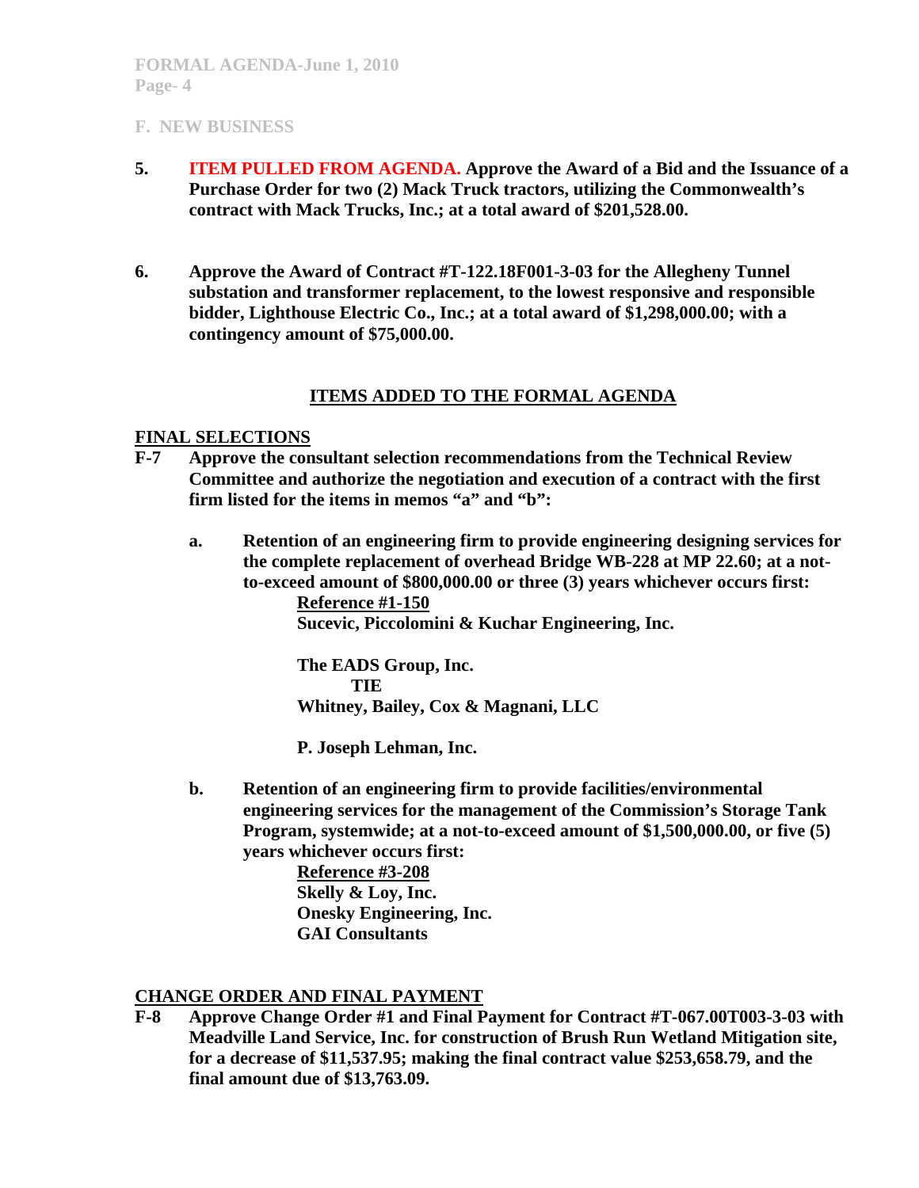## F. NEW BUSINESS

5. **ITEM PULLED FROM AGENDA. Approve the Award of a Bid and the Issuance of a Purchase Order for two (2) Mack Truck tractors, utilizing the Commonwealth's contract with Mack Trucks, Inc.; at a total award of $201,528.00.**

6. **Approve the Award of Contract #T-122.18F001-3-03 for the Allegheny Tunnel substation and transformer replacement, to the lowest responsive and responsible bidder, Lighthouse Electric Co., Inc.; at a total award of $1,298,000.00; with a contingency amount of $75,000.00.**

## ITEMS ADDED TO THE FORMAL AGENDA

### FINAL SELECTIONS

**F-7 Approve the consultant selection recommendations from the Technical Review Committee and authorize the negotiation and execution of a contract with the first firm listed for the items in memos "a" and "b":**

**a. Retention of an engineering firm to provide engineering designing services for the complete replacement of overhead Bridge WB-228 at MP 22.60; at a not-to-exceed amount of $800,000.00 or three (3) years whichever occurs first:**

**Reference #1-150**
**Sucevic, Piccolomini & Kuchar Engineering, Inc.**

**The EADS Group, Inc.**
**TIE**
**Whitney, Bailey, Cox & Magnani, LLC**

**P. Joseph Lehman, Inc.**

**b. Retention of an engineering firm to provide facilities/environmental engineering services for the management of the Commission's Storage Tank Program, systemwide; at a not-to-exceed amount of $1,500,000.00, or five (5) years whichever occurs first:**

**Reference #3-208**
**Skelly & Loy, Inc.**
**Onesky Engineering, Inc.**
**GAI Consultants**

### CHANGE ORDER AND FINAL PAYMENT

**F-8 Approve Change Order #1 and Final Payment for Contract #T-067.00T003-3-03 with Meadville Land Service, Inc. for construction of Brush Run Wetland Mitigation site, for a decrease of $11,537.95; making the final contract value $253,658.79, and the final amount due of $13,763.09.**